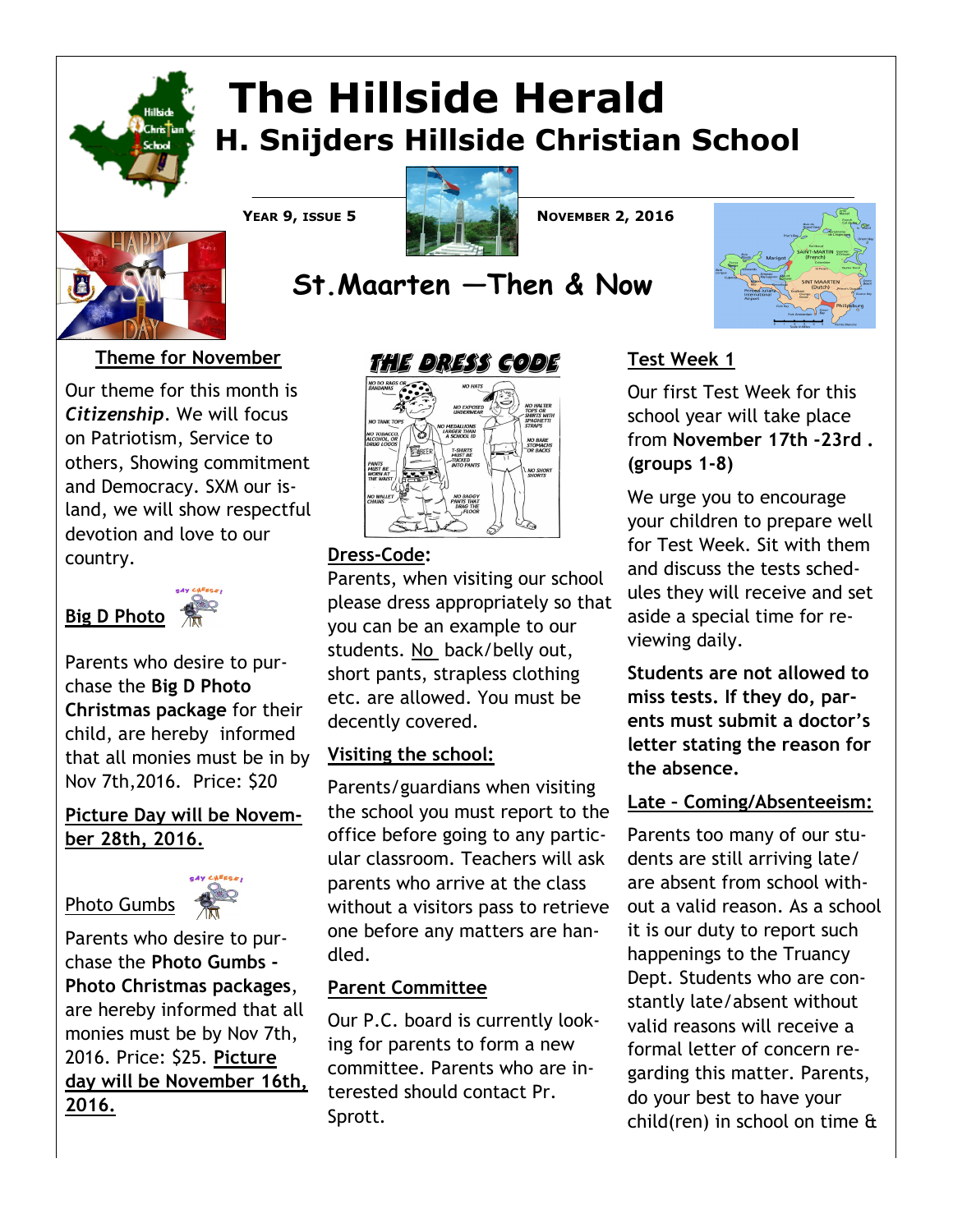# The Hillside Herald

## H. Snijders Hillside Christian School

**YEAR 9, ISSUE 5** **NOVEMBER 2, 2016**

## St.Maarten —Then & Now

### Theme for November

Our theme for this month is ***Citizenship***. We will focus on Patriotism, Service to others, Showing commitment and Democracy. SXM our island, we will show respectful devotion and love to our country.

### Big D Photo

Parents who desire to purchase the **Big D Photo Christmas package** for their child, are hereby informed that all monies must be in by Nov 7th,2016. Price: $20

**Picture Day will be November 28th, 2016.**

### Photo Gumbs

Parents who desire to purchase the **Photo Gumbs - Photo Christmas packages**, are hereby informed that all monies must be by Nov 7th, 2016. Price: $25. **Picture day will be November 16th, 2016.**

### THE DRESS CODE

NO DO RAGS OR BANDANAS
NO HATS
NO EXPOSED UNDERWEAR
NO HALTER TOPS OR SHIRTS WITH SPAGHETTI STRAPS
NO TANK TOPS
NO MEDALLIONS LARGER THAN A SCHOOL ID
NO TOBACCO, ALCOHOL, OR DRUG LOGOS
NO BARE STOMACHS OR BACKS
T-SHIRTS MUST BE TUCKED INTO PANTS
PANTS MUST BE WORN AT THE WAIST
NO SHORT SHORTS
NO WALLET CHAINS
NO BAGGY PANTS THAT DRAG THE FLOOR

### Dress-Code:

Parents, when visiting our school please dress appropriately so that you can be an example to our students. No back/belly out, short pants, strapless clothing etc. are allowed. You must be decently covered.

### Visiting the school:

Parents/guardians when visiting the school you must report to the office before going to any particular classroom. Teachers will ask parents who arrive at the class without a visitors pass to retrieve one before any matters are handled.

### Parent Committee

Our P.C. board is currently looking for parents to form a new committee. Parents who are interested should contact Pr. Sprott.

### Test Week 1

Our first Test Week for this school year will take place from **November 17th -23rd . (groups 1-8)**

We urge you to encourage your children to prepare well for Test Week. Sit with them and discuss the tests schedules they will receive and set aside a special time for reviewing daily.

**Students are not allowed to miss tests. If they do, parents must submit a doctor's letter stating the reason for the absence.**

### Late – Coming/Absenteeism:

Parents too many of our students are still arriving late/ are absent from school without a valid reason. As a school it is our duty to report such happenings to the Truancy Dept. Students who are constantly late/absent without valid reasons will receive a formal letter of concern regarding this matter. Parents, do your best to have your child(ren) in school on time &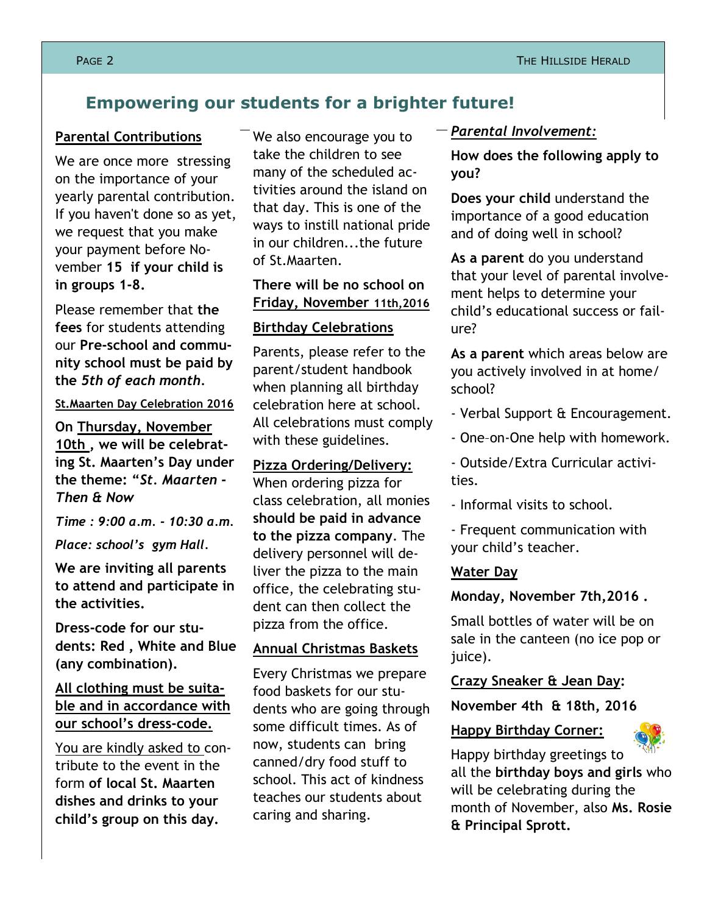## Empowering our students for a brighter future!

**Parental Contributions**

We are once more stressing on the importance of your yearly parental contribution. If you haven't done so as yet, we request that you make your payment before November **15 if your child is in groups 1-8.**

Please remember that **the fees** for students attending our **Pre-school and community school must be paid by the** ***5th of each month*.**

**St.Maarten Day Celebration 2016**

**On Thursday, November 10th , we will be celebrating St. Maarten's Day under the theme: "*St. Maarten - Then & Now***

***Time : 9:00 a.m. - 10:30 a.m.***

***Place: school's gym Hall.***

**We are inviting all parents to attend and participate in the activities.**

**Dress-code for our students: Red , White and Blue (any combination).**

**All clothing must be suitable and in accordance with our school's dress-code.**

You are kindly asked to contribute to the event in the form **of local St. Maarten dishes and drinks to your child's group on this day.**

We also encourage you to take the children to see many of the scheduled activities around the island on that day. This is one of the ways to instill national pride in our children...the future of St.Maarten.

**There will be no school on Friday, November 11th,2016**

**Birthday Celebrations**

Parents, please refer to the parent/student handbook when planning all birthday celebration here at school. All celebrations must comply with these guidelines.

**Pizza Ordering/Delivery:** When ordering pizza for class celebration, all monies **should be paid in advance to the pizza company**. The delivery personnel will deliver the pizza to the main office, the celebrating student can then collect the pizza from the office.

**Annual Christmas Baskets**

Every Christmas we prepare food baskets for our students who are going through some difficult times. As of now, students can bring canned/dry food stuff to school. This act of kindness teaches our students about caring and sharing.

***Parental Involvement:***

**How does the following apply to you?**

**Does your child** understand the importance of a good education and of doing well in school?

**As a parent** do you understand that your level of parental involvement helps to determine your child's educational success or failure?

**As a parent** which areas below are you actively involved in at home/ school?

- Verbal Support & Encouragement.
- One-on-One help with homework.
- Outside/Extra Curricular activities.
- Informal visits to school.
- Frequent communication with your child's teacher.

**Water Day**

**Monday, November 7th,2016 .**

Small bottles of water will be on sale in the canteen (no ice pop or juice).

**Crazy Sneaker & Jean Day:**

**November 4th & 18th, 2016**

**Happy Birthday Corner:**

Happy birthday greetings to all the **birthday boys and girls** who will be celebrating during the month of November, also **Ms. Rosie & Principal Sprott.**